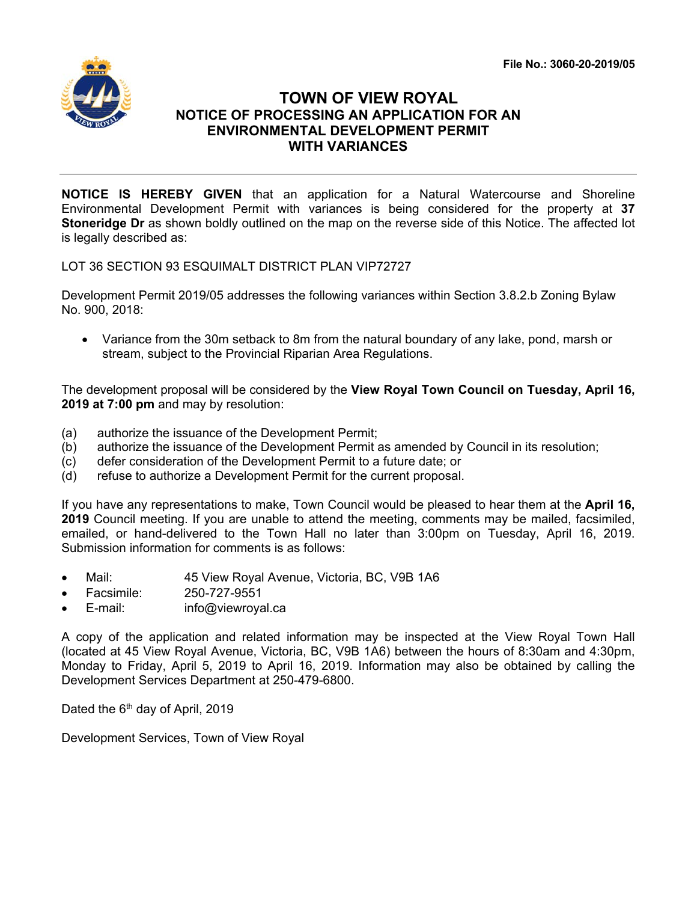File No.: 3060-20-2019/05

# TOWN OF VIEW ROYAL

## NOTICE OF PROCESSING AN APPLICATION FOR AN ENVIRONMENTAL DEVELOPMENT PERMIT WITH VARIANCES

**NOTICE IS HEREBY GIVEN** that an application for a Natural Watercourse and Shoreline Environmental Development Permit with variances is being considered for the property at **37 Stoneridge Dr** as shown boldly outlined on the map on the reverse side of this Notice. The affected lot is legally described as:

LOT 36 SECTION 93 ESQUIMALT DISTRICT PLAN VIP72727

Development Permit 2019/05 addresses the following variances within Section 3.8.2.b Zoning Bylaw No. 900, 2018:

- Variance from the 30m setback to 8m from the natural boundary of any lake, pond, marsh or stream, subject to the Provincial Riparian Area Regulations.

The development proposal will be considered by the **View Royal Town Council on Tuesday, April 16, 2019 at 7:00 pm** and may by resolution:

(a) authorize the issuance of the Development Permit;
(b) authorize the issuance of the Development Permit as amended by Council in its resolution;
(c) defer consideration of the Development Permit to a future date; or
(d) refuse to authorize a Development Permit for the current proposal.

If you have any representations to make, Town Council would be pleased to hear them at the **April 16, 2019** Council meeting. If you are unable to attend the meeting, comments may be mailed, facsimiled, emailed, or hand-delivered to the Town Hall no later than 3:00pm on Tuesday, April 16, 2019. Submission information for comments is as follows:

- Mail: 45 View Royal Avenue, Victoria, BC, V9B 1A6
- Facsimile: 250-727-9551
- E-mail: info@viewroyal.ca

A copy of the application and related information may be inspected at the View Royal Town Hall (located at 45 View Royal Avenue, Victoria, BC, V9B 1A6) between the hours of 8:30am and 4:30pm, Monday to Friday, April 5, 2019 to April 16, 2019. Information may also be obtained by calling the Development Services Department at 250-479-6800.

Dated the 6th day of April, 2019

Development Services, Town of View Royal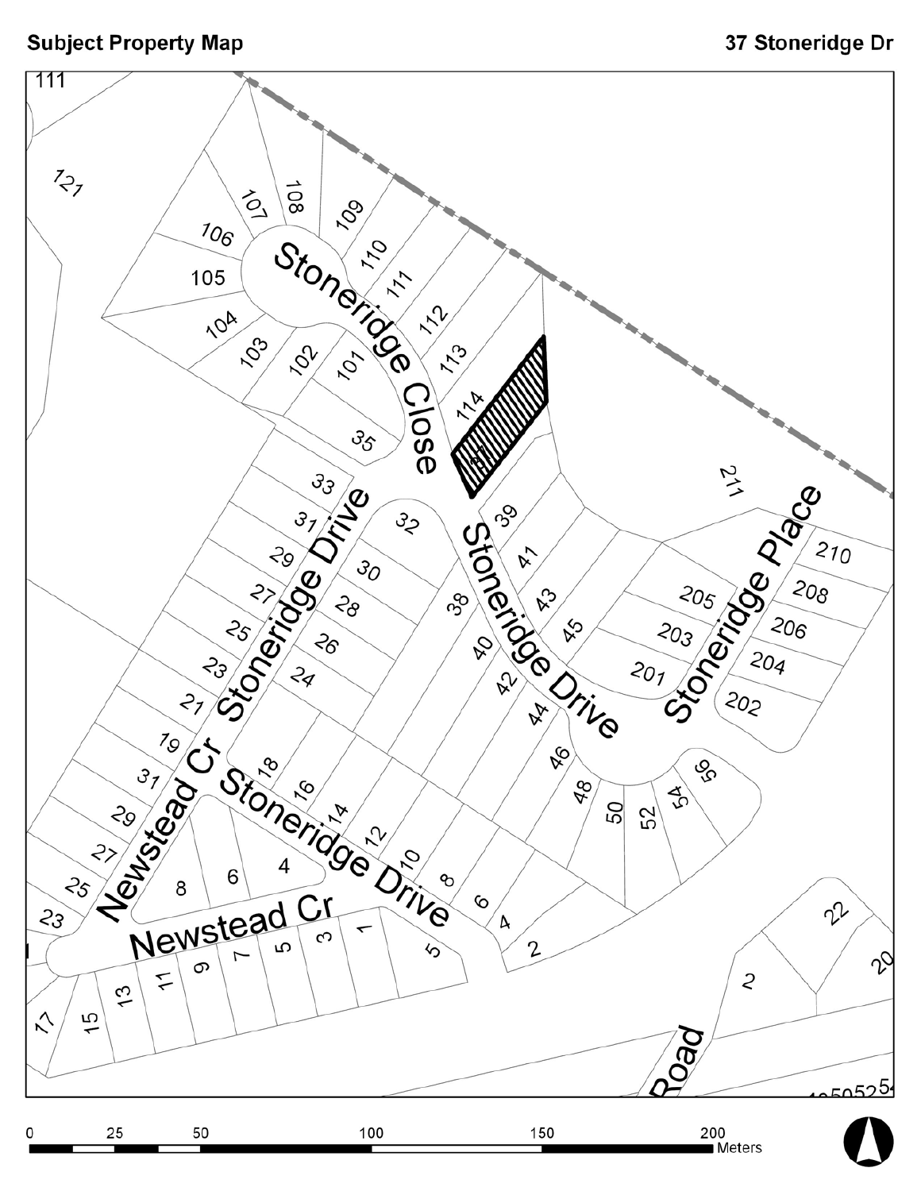**Subject Property Map** **37 Stoneridge Dr**

111
121
106
107
108
109
105
110
Stoneridge Close
111
104
112
103
102
101
113
114
35
37
211
33
Stoneridge Drive
32
39
Stoneridge Place
31
210
29
30
41
205
208
27
28
38
Stoneridge Drive
43
203
206
25
26
45
204
23
24
40
201
202
21
42
44
19
Newstead Cr
Stoneridge Drive
18
46
56
31
16
48
54
14
50
52
29
12
27
8
6
4
10
25
8
23
Newstead Cr
6
4
22
3
1
5
2
2
20
13
11
9
7
5
17
15
Road

0 25 50 100 150 200
Meters